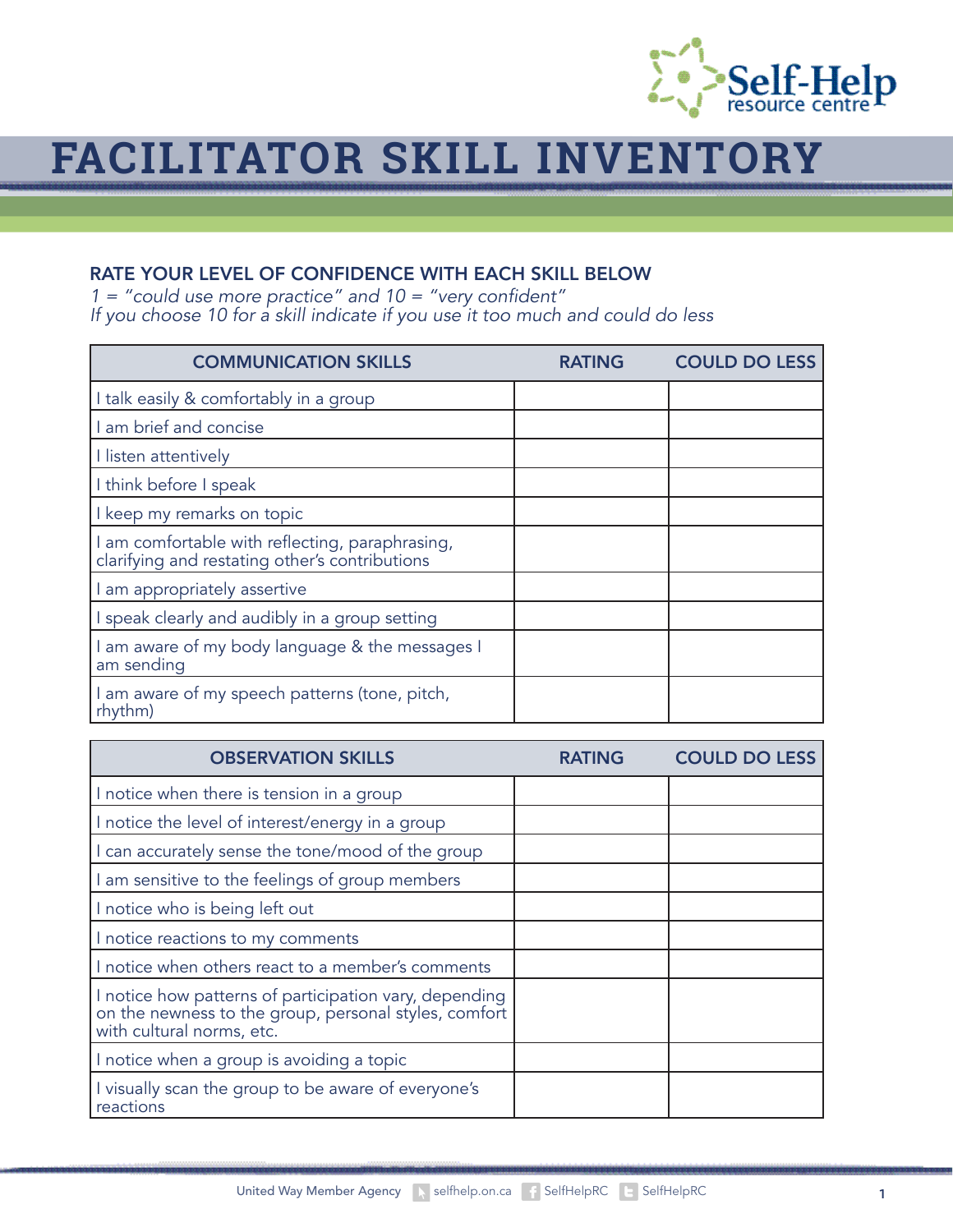# FACILITATOR SKILL INVENTORY

## RATE YOUR LEVEL OF CONFIDENCE WITH EACH SKILL BELOW

*1 = "could use more practice" and 10 = "very confident"*
*If you choose 10 for a skill indicate if you use it too much and could do less*

| COMMUNICATION SKILLS | RATING | COULD DO LESS |
|---|---|---|
| I talk easily & comfortably in a group | | |
| I am brief and concise | | |
| I listen attentively | | |
| I think before I speak | | |
| I keep my remarks on topic | | |
| I am comfortable with reflecting, paraphrasing, clarifying and restating other's contributions | | |
| I am appropriately assertive | | |
| I speak clearly and audibly in a group setting | | |
| I am aware of my body language & the messages I am sending | | |
| I am aware of my speech patterns (tone, pitch, rhythm) | | |

| OBSERVATION SKILLS | RATING | COULD DO LESS |
|---|---|---|
| I notice when there is tension in a group | | |
| I notice the level of interest/energy in a group | | |
| I can accurately sense the tone/mood of the group | | |
| I am sensitive to the feelings of group members | | |
| I notice who is being left out | | |
| I notice reactions to my comments | | |
| I notice when others react to a member's comments | | |
| I notice how patterns of participation vary, depending on the newness to the group, personal styles, comfort with cultural norms, etc. | | |
| I notice when a group is avoiding a topic | | |
| I visually scan the group to be aware of everyone's reactions | | |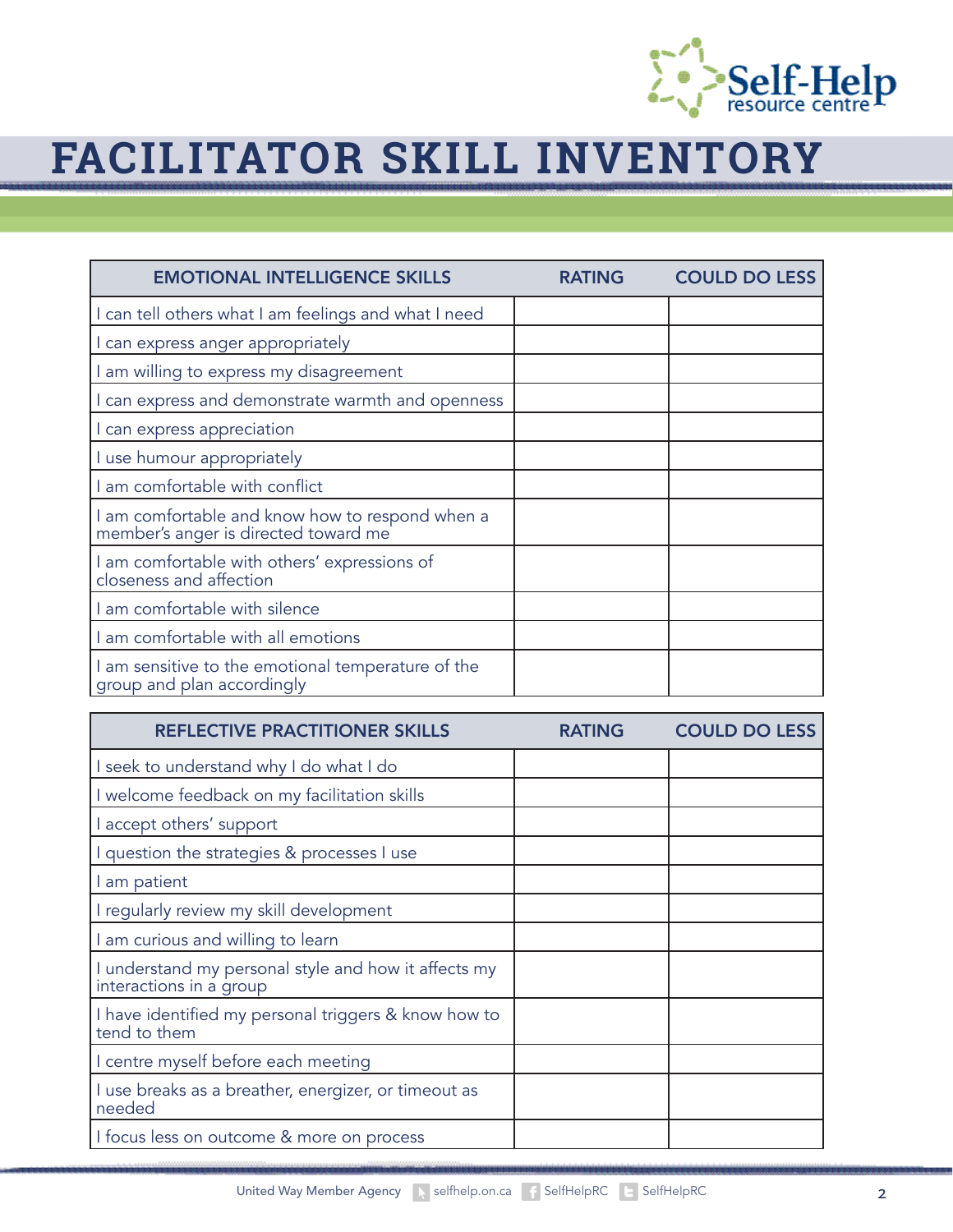# FACILITATOR SKILL INVENTORY

| EMOTIONAL INTELLIGENCE SKILLS | RATING | COULD DO LESS |
|---|---|---|
| I can tell others what I am feelings and what I need | | |
| I can express anger appropriately | | |
| I am willing to express my disagreement | | |
| I can express and demonstrate warmth and openness | | |
| I can express appreciation | | |
| I use humour appropriately | | |
| I am comfortable with conflict | | |
| I am comfortable and know how to respond when a member's anger is directed toward me | | |
| I am comfortable with others' expressions of closeness and affection | | |
| I am comfortable with silence | | |
| I am comfortable with all emotions | | |
| I am sensitive to the emotional temperature of the group and plan accordingly | | |

| REFLECTIVE PRACTITIONER SKILLS | RATING | COULD DO LESS |
|---|---|---|
| I seek to understand why I do what I do | | |
| I welcome feedback on my facilitation skills | | |
| I accept others' support | | |
| I question the strategies & processes I use | | |
| I am patient | | |
| I regularly review my skill development | | |
| I am curious and willing to learn | | |
| I understand my personal style and how it affects my interactions in a group | | |
| I have identified my personal triggers & know how to tend to them | | |
| I centre myself before each meeting | | |
| I use breaks as a breather, energizer, or timeout as needed | | |
| I focus less on outcome & more on process | | |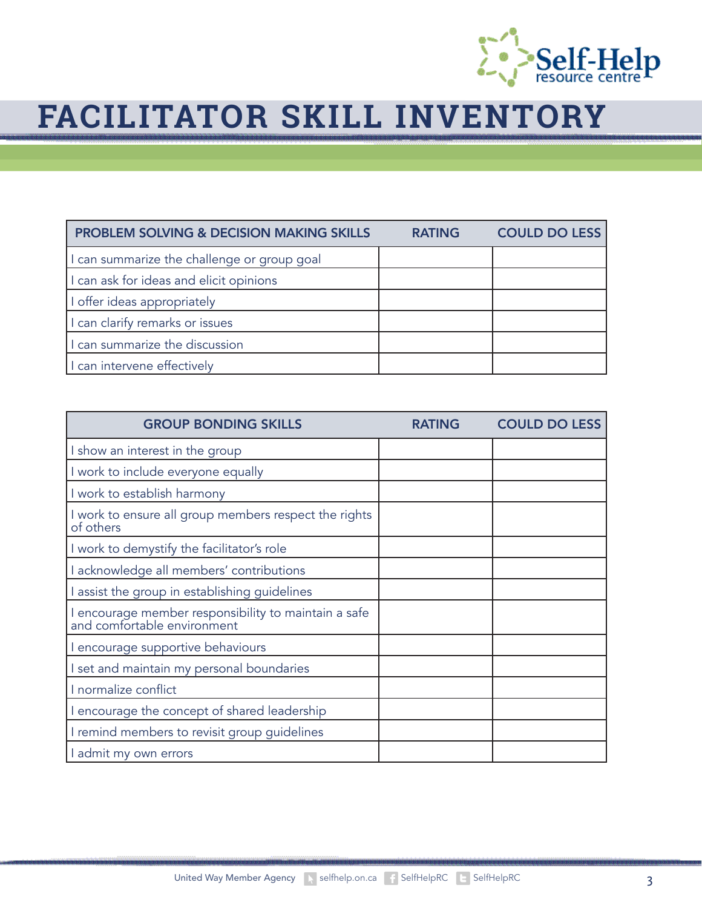# FACILITATOR SKILL INVENTORY

| PROBLEM SOLVING & DECISION MAKING SKILLS | RATING | COULD DO LESS |
|---|---|---|
| I can summarize the challenge or group goal | | |
| I can ask for ideas and elicit opinions | | |
| I offer ideas appropriately | | |
| I can clarify remarks or issues | | |
| I can summarize the discussion | | |
| I can intervene effectively | | |

| GROUP BONDING SKILLS | RATING | COULD DO LESS |
|---|---|---|
| I show an interest in the group | | |
| I work to include everyone equally | | |
| I work to establish harmony | | |
| I work to ensure all group members respect the rights of others | | |
| I work to demystify the facilitator's role | | |
| I acknowledge all members' contributions | | |
| I assist the group in establishing guidelines | | |
| I encourage member responsibility to maintain a safe and comfortable environment | | |
| I encourage supportive behaviours | | |
| I set and maintain my personal boundaries | | |
| I normalize conflict | | |
| I encourage the concept of shared leadership | | |
| I remind members to revisit group guidelines | | |
| I admit my own errors | | |